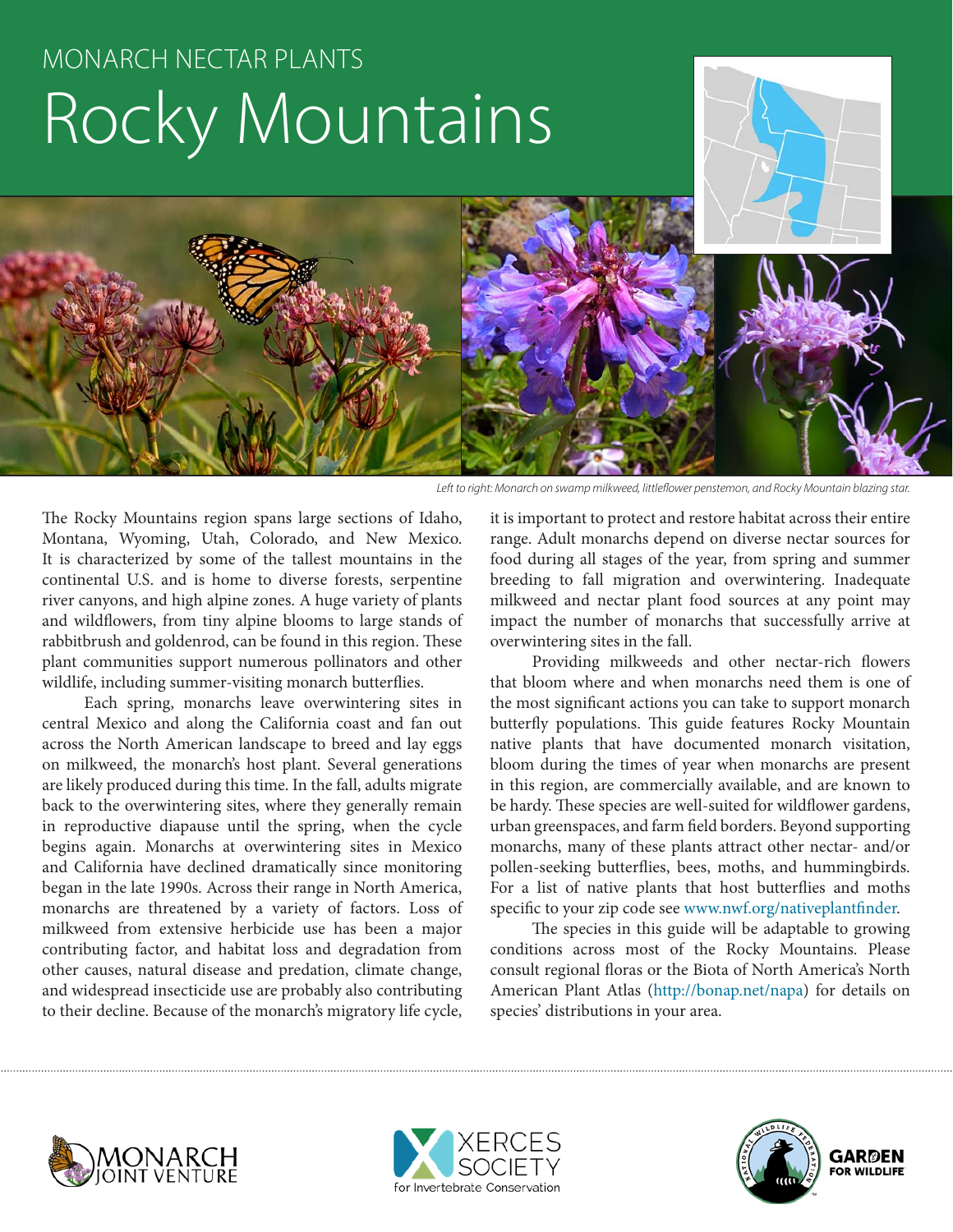MONARCH NECTAR PLANTS

# Rocky Mountains

*Left to right: Monarch on swamp milkweed, littleflower penstemon, and Rocky Mountain blazing star.*

The Rocky Mountains region spans large sections of Idaho, Montana, Wyoming, Utah, Colorado, and New Mexico. It is characterized by some of the tallest mountains in the continental U.S. and is home to diverse forests, serpentine river canyons, and high alpine zones. A huge variety of plants and wildflowers, from tiny alpine blooms to large stands of rabbitbrush and goldenrod, can be found in this region. These plant communities support numerous pollinators and other wildlife, including summer-visiting monarch butterflies.

Each spring, monarchs leave overwintering sites in central Mexico and along the California coast and fan out across the North American landscape to breed and lay eggs on milkweed, the monarch's host plant. Several generations are likely produced during this time. In the fall, adults migrate back to the overwintering sites, where they generally remain in reproductive diapause until the spring, when the cycle begins again. Monarchs at overwintering sites in Mexico and California have declined dramatically since monitoring began in the late 1990s. Across their range in North America, monarchs are threatened by a variety of factors. Loss of milkweed from extensive herbicide use has been a major contributing factor, and habitat loss and degradation from other causes, natural disease and predation, climate change, and widespread insecticide use are probably also contributing to their decline. Because of the monarch's migratory life cycle, it is important to protect and restore habitat across their entire range. Adult monarchs depend on diverse nectar sources for food during all stages of the year, from spring and summer breeding to fall migration and overwintering. Inadequate milkweed and nectar plant food sources at any point may impact the number of monarchs that successfully arrive at overwintering sites in the fall.

Providing milkweeds and other nectar-rich flowers that bloom where and when monarchs need them is one of the most significant actions you can take to support monarch butterfly populations. This guide features Rocky Mountain native plants that have documented monarch visitation, bloom during the times of year when monarchs are present in this region, are commercially available, and are known to be hardy. These species are well-suited for wildflower gardens, urban greenspaces, and farm field borders. Beyond supporting monarchs, many of these plants attract other nectar- and/or pollen-seeking butterflies, bees, moths, and hummingbirds. For a list of native plants that host butterflies and moths specific to your zip code see www.nwf.org/nativeplantfinder.

The species in this guide will be adaptable to growing conditions across most of the Rocky Mountains. Please consult regional floras or the Biota of North America's North American Plant Atlas (http://bonap.net/napa) for details on species' distributions in your area.

MONARCH JOINT VENTURE

XERCES SOCIETY for Invertebrate Conservation

NATIONAL WILDLIFE FEDERATION — GARDEN FOR WILDLIFE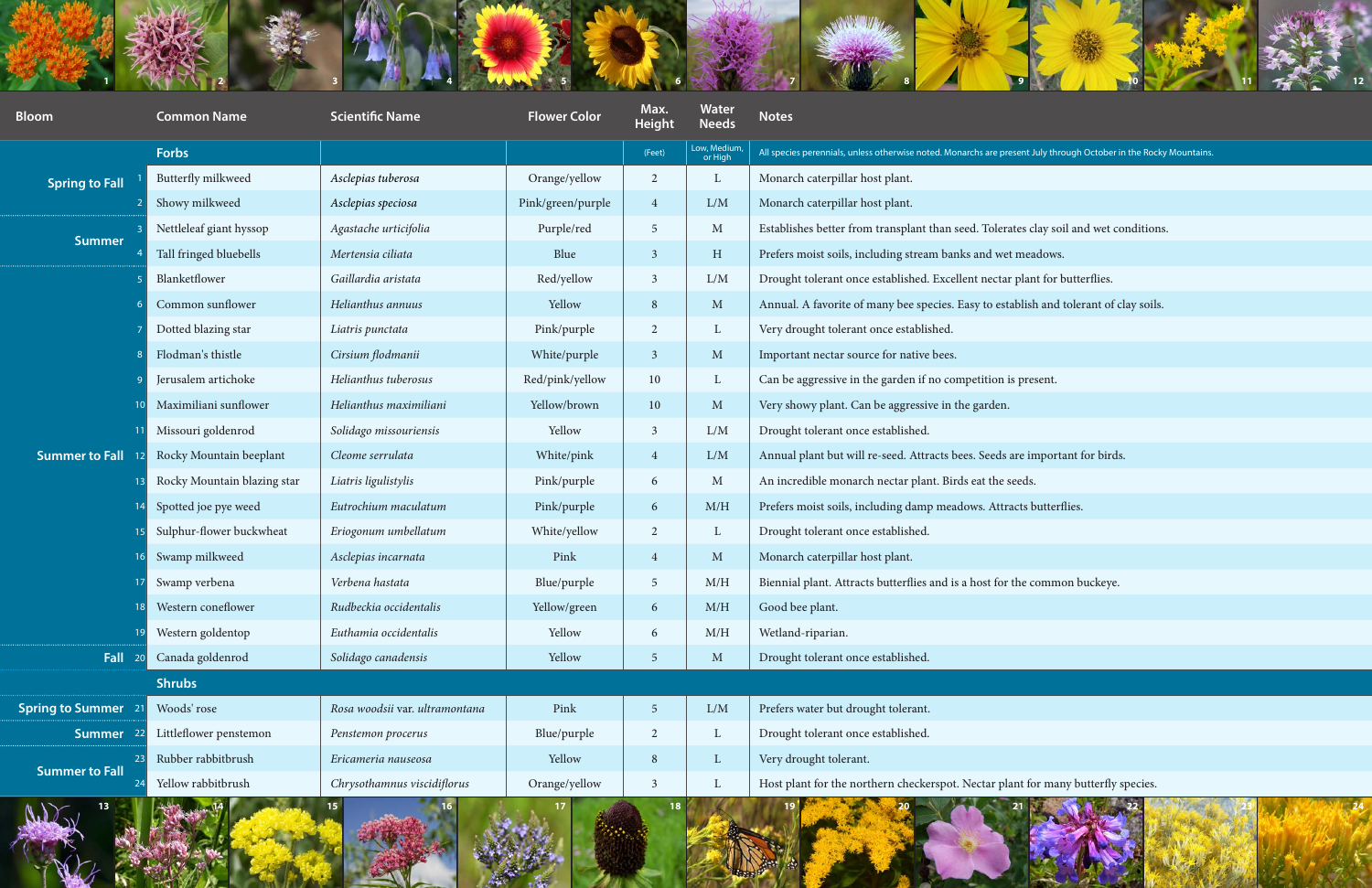| Bloom | # | Common Name | Scientific Name | Flower Color | Max. Height | Water Needs | Notes |
|---|---|---|---|---|---|---|---|
| | | **Forbs** | | | (Feet) | Low, Medium, or High | All species perennials, unless otherwise noted. Monarchs are present July through October in the Rocky Mountains. |
| Spring to Fall | 1 | Butterfly milkweed | *Asclepias tuberosa* | Orange/yellow | 2 | L | Monarch caterpillar host plant. |
| | 2 | Showy milkweed | *Asclepias speciosa* | Pink/green/purple | 4 | L/M | Monarch caterpillar host plant. |
| Summer | 3 | Nettleleaf giant hyssop | *Agastache urticifolia* | Purple/red | 5 | M | Establishes better from transplant than seed. Tolerates clay soil and wet conditions. |
| | 4 | Tall fringed bluebells | *Mertensia ciliata* | Blue | 3 | H | Prefers moist soils, including stream banks and wet meadows. |
| Summer to Fall | 5 | Blanketflower | *Gaillardia aristata* | Red/yellow | 3 | L/M | Drought tolerant once established. Excellent nectar plant for butterflies. |
| | 6 | Common sunflower | *Helianthus annuus* | Yellow | 8 | M | Annual. A favorite of many bee species. Easy to establish and tolerant of clay soils. |
| | 7 | Dotted blazing star | *Liatris punctata* | Pink/purple | 2 | L | Very drought tolerant once established. |
| | 8 | Flodman's thistle | *Cirsium flodmanii* | White/purple | 3 | M | Important nectar source for native bees. |
| | 9 | Jerusalem artichoke | *Helianthus tuberosus* | Red/pink/yellow | 10 | L | Can be aggressive in the garden if no competition is present. |
| | 10 | Maximiliani sunflower | *Helianthus maximiliani* | Yellow/brown | 10 | M | Very showy plant. Can be aggressive in the garden. |
| | 11 | Missouri goldenrod | *Solidago missouriensis* | Yellow | 3 | L/M | Drought tolerant once established. |
| | 12 | Rocky Mountain beeplant | *Cleome serrulata* | White/pink | 4 | L/M | Annual plant but will re-seed. Attracts bees. Seeds are important for birds. |
| | 13 | Rocky Mountain blazing star | *Liatris ligulistylis* | Pink/purple | 6 | M | An incredible monarch nectar plant. Birds eat the seeds. |
| | 14 | Spotted joe pye weed | *Eutrochium maculatum* | Pink/purple | 6 | M/H | Prefers moist soils, including damp meadows. Attracts butterflies. |
| | 15 | Sulphur-flower buckwheat | *Eriogonum umbellatum* | White/yellow | 2 | L | Drought tolerant once established. |
| | 16 | Swamp milkweed | *Asclepias incarnata* | Pink | 4 | M | Monarch caterpillar host plant. |
| | 17 | Swamp verbena | *Verbena hastata* | Blue/purple | 5 | M/H | Biennial plant. Attracts butterflies and is a host for the common buckeye. |
| | 18 | Western coneflower | *Rudbeckia occidentalis* | Yellow/green | 6 | M/H | Good bee plant. |
| | 19 | Western goldentop | *Euthamia occidentalis* | Yellow | 6 | M/H | Wetland-riparian. |
| Fall | 20 | Canada goldenrod | *Solidago canadensis* | Yellow | 5 | M | Drought tolerant once established. |
| | | **Shrubs** | | | | | |
| Spring to Summer | 21 | Woods' rose | *Rosa woodsii* var. *ultramontana* | Pink | 5 | L/M | Prefers water but drought tolerant. |
| Summer | 22 | Littleflower penstemon | *Penstemon procerus* | Blue/purple | 2 | L | Drought tolerant once established. |
| Summer to Fall | 23 | Rubber rabbitbrush | *Ericameria nauseosa* | Yellow | 8 | L | Very drought tolerant. |
| | 24 | Yellow rabbitbrush | *Chrysothamnus viscidiflorus* | Orange/yellow | 3 | L | Host plant for the northern checkerspot. Nectar plant for many butterfly species. |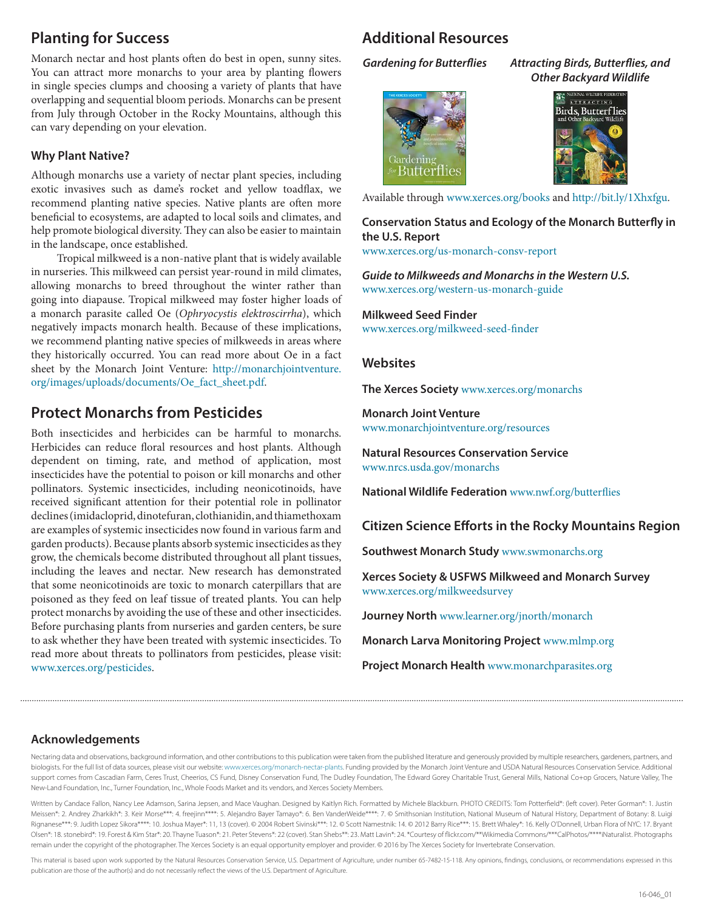## Planting for Success

Monarch nectar and host plants often do best in open, sunny sites. You can attract more monarchs to your area by planting flowers in single species clumps and choosing a variety of plants that have overlapping and sequential bloom periods. Monarchs can be present from July through October in the Rocky Mountains, although this can vary depending on your elevation.

### Why Plant Native?

Although monarchs use a variety of nectar plant species, including exotic invasives such as dame's rocket and yellow toadflax, we recommend planting native species. Native plants are often more beneficial to ecosystems, are adapted to local soils and climates, and help promote biological diversity. They can also be easier to maintain in the landscape, once established.

Tropical milkweed is a non-native plant that is widely available in nurseries. This milkweed can persist year-round in mild climates, allowing monarchs to breed throughout the winter rather than going into diapause. Tropical milkweed may foster higher loads of a monarch parasite called Oe (*Ophryocystis elektroscirrha*), which negatively impacts monarch health. Because of these implications, we recommend planting native species of milkweeds in areas where they historically occurred. You can read more about Oe in a fact sheet by the Monarch Joint Venture: http://monarchjointventure.org/images/uploads/documents/Oe_fact_sheet.pdf.

## Protect Monarchs from Pesticides

Both insecticides and herbicides can be harmful to monarchs. Herbicides can reduce floral resources and host plants. Although dependent on timing, rate, and method of application, most insecticides have the potential to poison or kill monarchs and other pollinators. Systemic insecticides, including neonicotinoids, have received significant attention for their potential role in pollinator declines (imidacloprid, dinotefuran, clothianidin, and thiamethoxam are examples of systemic insecticides now found in various farm and garden products). Because plants absorb systemic insecticides as they grow, the chemicals become distributed throughout all plant tissues, including the leaves and nectar. New research has demonstrated that some neonicotinoids are toxic to monarch caterpillars that are poisoned as they feed on leaf tissue of treated plants. You can help protect monarchs by avoiding the use of these and other insecticides. Before purchasing plants from nurseries and garden centers, be sure to ask whether they have been treated with systemic insecticides. To read more about threats to pollinators from pesticides, please visit: www.xerces.org/pesticides.

## Additional Resources

***Gardening for Butterflies***

***Attracting Birds, Butterflies, and Other Backyard Wildlife***

Available through www.xerces.org/books and http://bit.ly/1Xhxfgu.

**Conservation Status and Ecology of the Monarch Butterfly in the U.S. Report**
www.xerces.org/us-monarch-consv-report

***Guide to Milkweeds and Monarchs in the Western U.S.***
www.xerces.org/western-us-monarch-guide

**Milkweed Seed Finder**
www.xerces.org/milkweed-seed-finder

### Websites

**The Xerces Society** www.xerces.org/monarchs

**Monarch Joint Venture**
www.monarchjointventure.org/resources

**Natural Resources Conservation Service**
www.nrcs.usda.gov/monarchs

**National Wildlife Federation** www.nwf.org/butterflies

### Citizen Science Efforts in the Rocky Mountains Region

**Southwest Monarch Study** www.swmonarchs.org

**Xerces Society & USFWS Milkweed and Monarch Survey**
www.xerces.org/milkweedsurvey

**Journey North** www.learner.org/jnorth/monarch

**Monarch Larva Monitoring Project** www.mlmp.org

**Project Monarch Health** www.monarchparasites.org

## Acknowledgements

Nectaring data and observations, background information, and other contributions to this publication were taken from the published literature and generously provided by multiple researchers, gardeners, partners, and biologists. For the full list of data sources, please visit our website: www.xerces.org/monarch-nectar-plants. Funding provided by the Monarch Joint Venture and USDA Natural Resources Conservation Service. Additional support comes from Cascadian Farm, Ceres Trust, Cheerios, CS Fund, Disney Conservation Fund, The Dudley Foundation, The Edward Gorey Charitable Trust, General Mills, National Co+op Grocers, Nature Valley, The New-Land Foundation, Inc., Turner Foundation, Inc., Whole Foods Market and its vendors, and Xerces Society Members.

Written by Candace Fallon, Nancy Lee Adamson, Sarina Jepsen, and Mace Vaughan. Designed by Kaitlyn Rich. Formatted by Michele Blackburn. PHOTO CREDITS: Tom Potterfield*: (left cover). Peter Gorman*: 1. Justin Meissen*: 2. Andrey Zharkikh*: 3. Keir Morse***: 4. freejinn****: 5. Alejandro Bayer Tamayo*: 6. Ben VanderWeide****: 7. © Smithsonian Institution, National Museum of Natural History, Department of Botany: 8. Luigi Rignanese***: 9. Judith Lopez Sikora****: 10. Joshua Mayer*: 11, 13 (cover). © 2004 Robert Sivinski***: 12. © Scott Namestnik: 14. © 2012 Barry Rice***: 15. Brett Whaley*: 16. Kelly O'Donnell, Urban Flora of NYC: 17. Bryant Olsen*: 18. stonebird*: 19. Forest & Kim Star*: 20. Thayne Tuason*: 21. Peter Stevens*: 22 (cover). Stan Shebs**: 23. Matt Lavin*: 24. *Courtesy of flickr.com/**Wikimedia Commons/***CalPhotos/****iNaturalist. Photographs remain under the copyright of the photographer. The Xerces Society is an equal opportunity employer and provider. © 2016 by The Xerces Society for Invertebrate Conservation.

This material is based upon work supported by the Natural Resources Conservation Service, U.S. Department of Agriculture, under number 65-7482-15-118. Any opinions, findings, conclusions, or recommendations expressed in this publication are those of the author(s) and do not necessarily reflect the views of the U.S. Department of Agriculture.

16-046_01